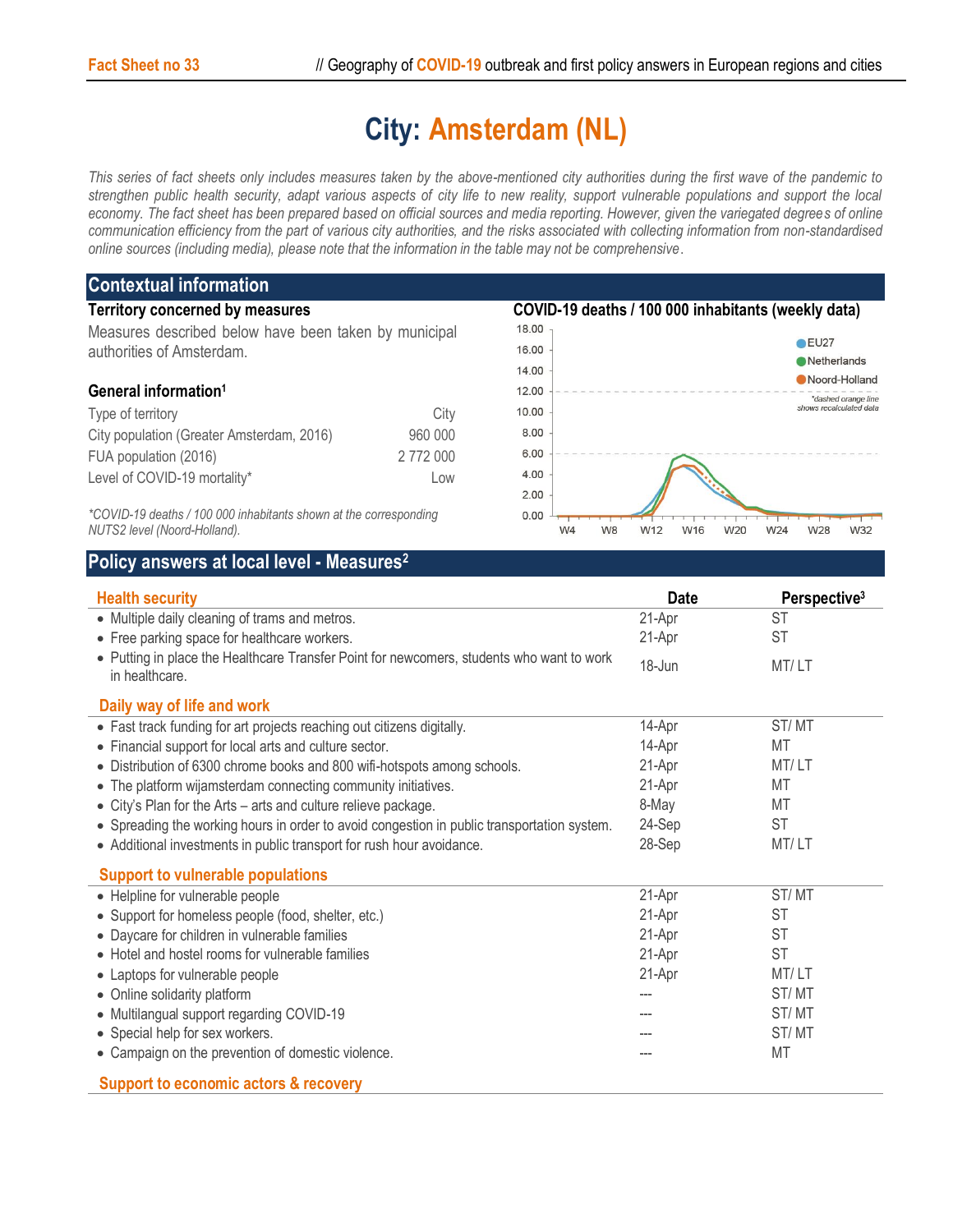# City: Amsterdam (NL)

*This series of fact sheets only includes measures taken by the above-mentioned city authorities during the first wave of the pandemic to strengthen public health security, adapt various aspects of city life to new reality, support vulnerable populations and support the local economy. The fact sheet has been prepared based on official sources and media reporting. However, given the variegated degrees of online communication efficiency from the part of various city authorities, and the risks associated with collecting information from non-standardised online sources (including media), please note that the information in the table may not be comprehensive.*

## Contextual information

### Territory concerned by measures

Measures described below have been taken by municipal authorities of Amsterdam.

### General information[1]

| | |
|---|---|
| Type of territory | City |
| City population (Greater Amsterdam, 2016) | 960 000 |
| FUA population (2016) | 2 772 000 |
| Level of COVID-19 mortality* | Low |

*\*COVID-19 deaths / 100 000 inhabitants shown at the corresponding NUTS2 level (Noord-Holland).*

### COVID-19 deaths / 100 000 inhabitants (weekly data)

EU27, Netherlands, Noord-Holland

*dashed orange line shows recalculated data

## Policy answers at local level - Measures[2]

| Health security | Date | Perspective[3] |
|---|---|---|
| • Multiple daily cleaning of trams and metros. | 21-Apr | ST |
| • Free parking space for healthcare workers. | 21-Apr | ST |
| • Putting in place the Healthcare Transfer Point for newcomers, students who want to work in healthcare. | 18-Jun | MT/ LT |

| Daily way of life and work | | |
|---|---|---|
| • Fast track funding for art projects reaching out citizens digitally. | 14-Apr | ST/ MT |
| • Financial support for local arts and culture sector. | 14-Apr | MT |
| • Distribution of 6300 chrome books and 800 wifi-hotspots among schools. | 21-Apr | MT/ LT |
| • The platform wijamsterdam connecting community initiatives. | 21-Apr | MT |
| • City's Plan for the Arts – arts and culture relieve package. | 8-May | MT |
| • Spreading the working hours in order to avoid congestion in public transportation system. | 24-Sep | ST |
| • Additional investments in public transport for rush hour avoidance. | 28-Sep | MT/ LT |

| Support to vulnerable populations | | |
|---|---|---|
| • Helpline for vulnerable people | 21-Apr | ST/ MT |
| • Support for homeless people (food, shelter, etc.) | 21-Apr | ST |
| • Daycare for children in vulnerable families | 21-Apr | ST |
| • Hotel and hostel rooms for vulnerable families | 21-Apr | ST |
| • Laptops for vulnerable people | 21-Apr | MT/ LT |
| • Online solidarity platform | --- | ST/ MT |
| • Multilangual support regarding COVID-19 | --- | ST/ MT |
| • Special help for sex workers. | --- | ST/ MT |
| • Campaign on the prevention of domestic violence. | --- | MT |

**Support to economic actors & recovery**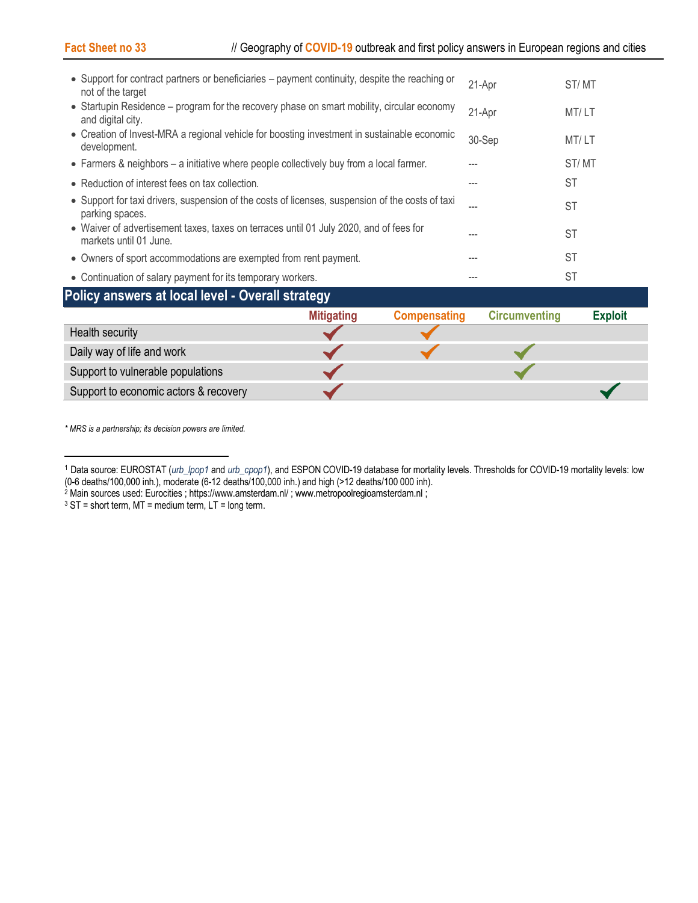| | | |
|---|---|---|
| • Support for contract partners or beneficiaries – payment continuity, despite the reaching or not of the target | 21-Apr | ST/ MT |
| • Startupin Residence – program for the recovery phase on smart mobility, circular economy and digital city. | 21-Apr | MT/ LT |
| • Creation of Invest-MRA a regional vehicle for boosting investment in sustainable economic development. | 30-Sep | MT/ LT |
| • Farmers & neighbors – a initiative where people collectively buy from a local farmer. | --- | ST/ MT |
| • Reduction of interest fees on tax collection. | --- | ST |
| • Support for taxi drivers, suspension of the costs of licenses, suspension of the costs of taxi parking spaces. | --- | ST |
| • Waiver of advertisement taxes, taxes on terraces until 01 July 2020, and of fees for markets until 01 June. | --- | ST |
| • Owners of sport accommodations are exempted from rent payment. | --- | ST |
| • Continuation of salary payment for its temporary workers. | --- | ST |

## Policy answers at local level - Overall strategy

| | Mitigating | Compensating | Circumventing | Exploit |
|---|---|---|---|---|
| Health security | ✓ | ✓ | | |
| Daily way of life and work | ✓ | ✓ | ✓ | |
| Support to vulnerable populations | ✓ | | ✓ | |
| Support to economic actors & recovery | ✓ | | | ✓ |

*\* MRS is a partnership; its decision powers are limited.*

[1] Data source: EUROSTAT (*urb_lpop1* and *urb_cpop1*), and ESPON COVID-19 database for mortality levels. Thresholds for COVID-19 mortality levels: low (0-6 deaths/100,000 inh.), moderate (6-12 deaths/100,000 inh.) and high (>12 deaths/100 000 inh).

[2] Main sources used: Eurocities ; https://www.amsterdam.nl/ ; www.metropoolregioamsterdam.nl ;

[3] ST = short term, MT = medium term, LT = long term.